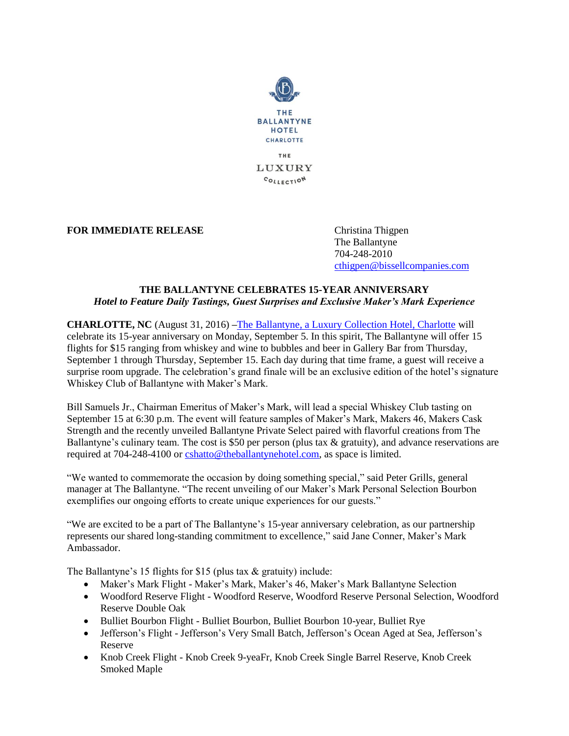THE BALLANTYNE HOTEL
CHARLOTTE

THE LUXURY COLLECTION

**FOR IMMEDIATE RELEASE**

Christina Thigpen
The Ballantyne
704-248-2010
cthigpen@bissellcompanies.com

## THE BALLANTYNE CELEBRATES 15-YEAR ANNIVERSARY

***Hotel to Feature Daily Tastings, Guest Surprises and Exclusive Maker's Mark Experience***

**CHARLOTTE, NC** (August 31, 2016) –The Ballantyne, a Luxury Collection Hotel, Charlotte will celebrate its 15-year anniversary on Monday, September 5. In this spirit, The Ballantyne will offer 15 flights for $15 ranging from whiskey and wine to bubbles and beer in Gallery Bar from Thursday, September 1 through Thursday, September 15. Each day during that time frame, a guest will receive a surprise room upgrade. The celebration's grand finale will be an exclusive edition of the hotel's signature Whiskey Club of Ballantyne with Maker's Mark.

Bill Samuels Jr., Chairman Emeritus of Maker's Mark, will lead a special Whiskey Club tasting on September 15 at 6:30 p.m. The event will feature samples of Maker's Mark, Makers 46, Makers Cask Strength and the recently unveiled Ballantyne Private Select paired with flavorful creations from The Ballantyne's culinary team. The cost is $50 per person (plus tax & gratuity), and advance reservations are required at 704-248-4100 or cshatto@theballantynehotel.com, as space is limited.

"We wanted to commemorate the occasion by doing something special," said Peter Grills, general manager at The Ballantyne. "The recent unveiling of our Maker's Mark Personal Selection Bourbon exemplifies our ongoing efforts to create unique experiences for our guests."

"We are excited to be a part of The Ballantyne's 15-year anniversary celebration, as our partnership represents our shared long-standing commitment to excellence," said Jane Conner, Maker's Mark Ambassador.

The Ballantyne's 15 flights for $15 (plus tax & gratuity) include:

- Maker's Mark Flight - Maker's Mark, Maker's 46, Maker's Mark Ballantyne Selection
- Woodford Reserve Flight - Woodford Reserve, Woodford Reserve Personal Selection, Woodford Reserve Double Oak
- Bulliet Bourbon Flight - Bulliet Bourbon, Bulliet Bourbon 10-year, Bulliet Rye
- Jefferson's Flight - Jefferson's Very Small Batch, Jefferson's Ocean Aged at Sea, Jefferson's Reserve
- Knob Creek Flight - Knob Creek 9-yeaFr, Knob Creek Single Barrel Reserve, Knob Creek Smoked Maple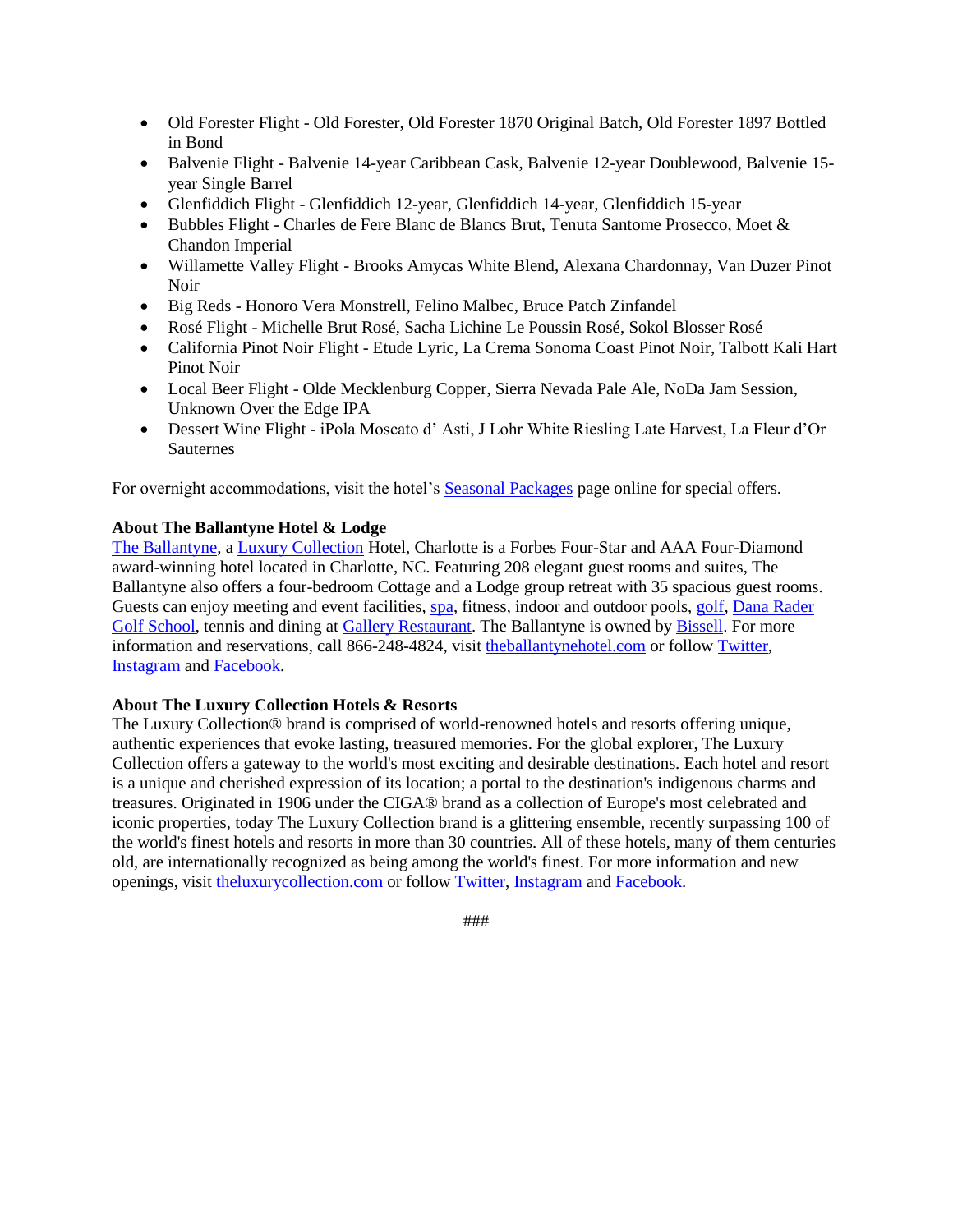- Old Forester Flight - Old Forester, Old Forester 1870 Original Batch, Old Forester 1897 Bottled in Bond
- Balvenie Flight - Balvenie 14-year Caribbean Cask, Balvenie 12-year Doublewood, Balvenie 15-year Single Barrel
- Glenfiddich Flight - Glenfiddich 12-year, Glenfiddich 14-year, Glenfiddich 15-year
- Bubbles Flight - Charles de Fere Blanc de Blancs Brut, Tenuta Santome Prosecco, Moet & Chandon Imperial
- Willamette Valley Flight - Brooks Amycas White Blend, Alexana Chardonnay, Van Duzer Pinot Noir
- Big Reds - Honoro Vera Monstrell, Felino Malbec, Bruce Patch Zinfandel
- Rosé Flight - Michelle Brut Rosé, Sacha Lichine Le Poussin Rosé, Sokol Blosser Rosé
- California Pinot Noir Flight - Etude Lyric, La Crema Sonoma Coast Pinot Noir, Talbott Kali Hart Pinot Noir
- Local Beer Flight - Olde Mecklenburg Copper, Sierra Nevada Pale Ale, NoDa Jam Session, Unknown Over the Edge IPA
- Dessert Wine Flight - iPola Moscato d' Asti, J Lohr White Riesling Late Harvest, La Fleur d'Or Sauternes

For overnight accommodations, visit the hotel's Seasonal Packages page online for special offers.

**About The Ballantyne Hotel & Lodge**
The Ballantyne, a Luxury Collection Hotel, Charlotte is a Forbes Four-Star and AAA Four-Diamond award-winning hotel located in Charlotte, NC. Featuring 208 elegant guest rooms and suites, The Ballantyne also offers a four-bedroom Cottage and a Lodge group retreat with 35 spacious guest rooms. Guests can enjoy meeting and event facilities, spa, fitness, indoor and outdoor pools, golf, Dana Rader Golf School, tennis and dining at Gallery Restaurant. The Ballantyne is owned by Bissell. For more information and reservations, call 866-248-4824, visit theballantynehotel.com or follow Twitter, Instagram and Facebook.

**About The Luxury Collection Hotels & Resorts**
The Luxury Collection® brand is comprised of world-renowned hotels and resorts offering unique, authentic experiences that evoke lasting, treasured memories. For the global explorer, The Luxury Collection offers a gateway to the world's most exciting and desirable destinations. Each hotel and resort is a unique and cherished expression of its location; a portal to the destination's indigenous charms and treasures. Originated in 1906 under the CIGA® brand as a collection of Europe's most celebrated and iconic properties, today The Luxury Collection brand is a glittering ensemble, recently surpassing 100 of the world's finest hotels and resorts in more than 30 countries. All of these hotels, many of them centuries old, are internationally recognized as being among the world's finest. For more information and new openings, visit theluxurycollection.com or follow Twitter, Instagram and Facebook.

###